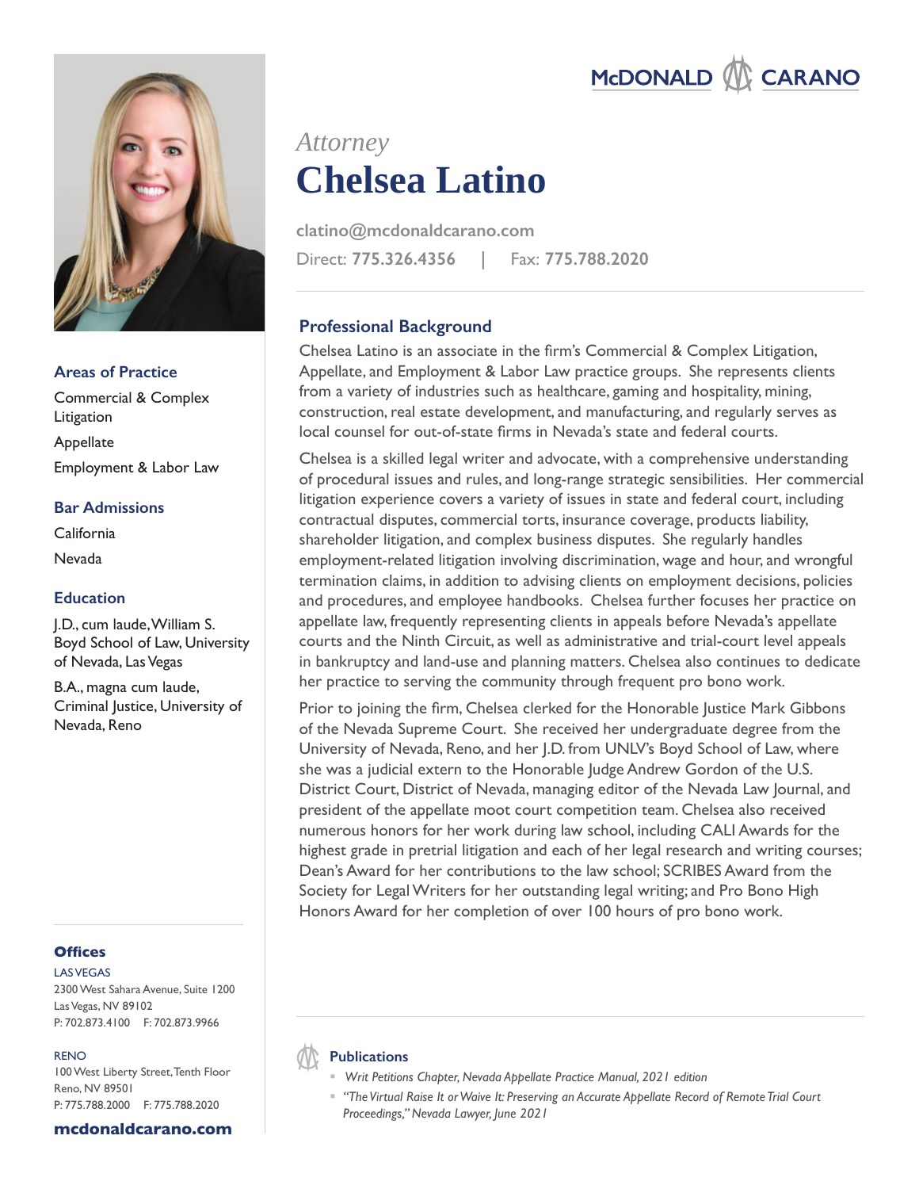McDONALD CARANO

*Attorney*

# Chelsea Latino

clatino@mcdonaldcarano.com

Direct: **775.326.4356** | Fax: **775.788.2020**

## Professional Background

Chelsea Latino is an associate in the firm's Commercial & Complex Litigation, Appellate, and Employment & Labor Law practice groups. She represents clients from a variety of industries such as healthcare, gaming and hospitality, mining, construction, real estate development, and manufacturing, and regularly serves as local counsel for out-of-state firms in Nevada's state and federal courts.

Chelsea is a skilled legal writer and advocate, with a comprehensive understanding of procedural issues and rules, and long-range strategic sensibilities. Her commercial litigation experience covers a variety of issues in state and federal court, including contractual disputes, commercial torts, insurance coverage, products liability, shareholder litigation, and complex business disputes. She regularly handles employment-related litigation involving discrimination, wage and hour, and wrongful termination claims, in addition to advising clients on employment decisions, policies and procedures, and employee handbooks. Chelsea further focuses her practice on appellate law, frequently representing clients in appeals before Nevada's appellate courts and the Ninth Circuit, as well as administrative and trial-court level appeals in bankruptcy and land-use and planning matters. Chelsea also continues to dedicate her practice to serving the community through frequent pro bono work.

Prior to joining the firm, Chelsea clerked for the Honorable Justice Mark Gibbons of the Nevada Supreme Court. She received her undergraduate degree from the University of Nevada, Reno, and her J.D. from UNLV's Boyd School of Law, where she was a judicial extern to the Honorable Judge Andrew Gordon of the U.S. District Court, District of Nevada, managing editor of the Nevada Law Journal, and president of the appellate moot court competition team. Chelsea also received numerous honors for her work during law school, including CALI Awards for the highest grade in pretrial litigation and each of her legal research and writing courses; Dean's Award for her contributions to the law school; SCRIBES Award from the Society for Legal Writers for her outstanding legal writing; and Pro Bono High Honors Award for her completion of over 100 hours of pro bono work.

## Areas of Practice

Commercial & Complex Litigation

Appellate

Employment & Labor Law

## Bar Admissions

California

Nevada

## Education

J.D., cum laude, William S. Boyd School of Law, University of Nevada, Las Vegas

B.A., magna cum laude, Criminal Justice, University of Nevada, Reno

## Publications

- *Writ Petitions Chapter, Nevada Appellate Practice Manual, 2021 edition*
- *"The Virtual Raise It or Waive It: Preserving an Accurate Appellate Record of Remote Trial Court Proceedings," Nevada Lawyer, June 2021*

## Offices

LAS VEGAS
2300 West Sahara Avenue, Suite 1200
Las Vegas, NV 89102
P: 702.873.4100 F: 702.873.9966

RENO
100 West Liberty Street, Tenth Floor
Reno, NV 89501
P: 775.788.2000 F: 775.788.2020

**mcdonaldcarano.com**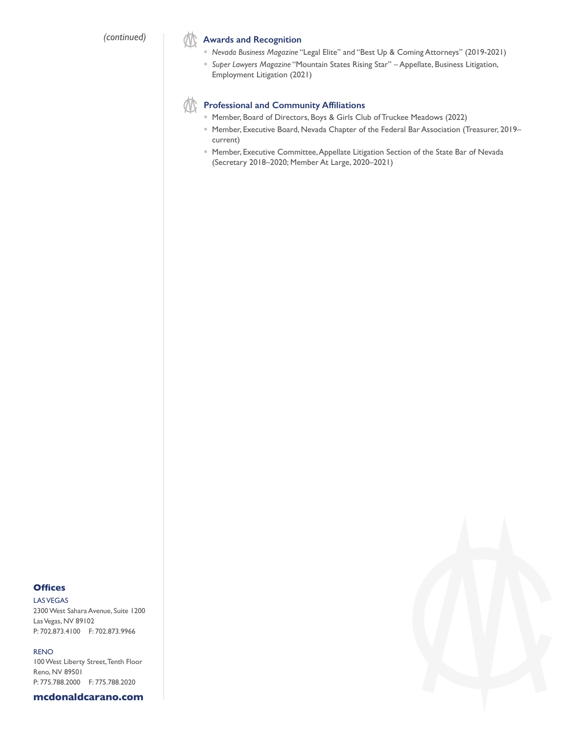*(continued)*

## Awards and Recognition

- *Nevada Business Magazine* "Legal Elite" and "Best Up & Coming Attorneys" (2019-2021)
- *Super Lawyers Magazine* "Mountain States Rising Star" – Appellate, Business Litigation, Employment Litigation (2021)

## Professional and Community Affiliations

- Member, Board of Directors, Boys & Girls Club of Truckee Meadows (2022)
- Member, Executive Board, Nevada Chapter of the Federal Bar Association (Treasurer, 2019–current)
- Member, Executive Committee, Appellate Litigation Section of the State Bar of Nevada (Secretary 2018–2020; Member At Large, 2020–2021)

### Offices

LAS VEGAS
2300 West Sahara Avenue, Suite 1200
Las Vegas, NV 89102
P: 702.873.4100 F: 702.873.9966

RENO
100 West Liberty Street, Tenth Floor
Reno, NV 89501
P: 775.788.2000 F: 775.788.2020

**mcdonaldcarano.com**